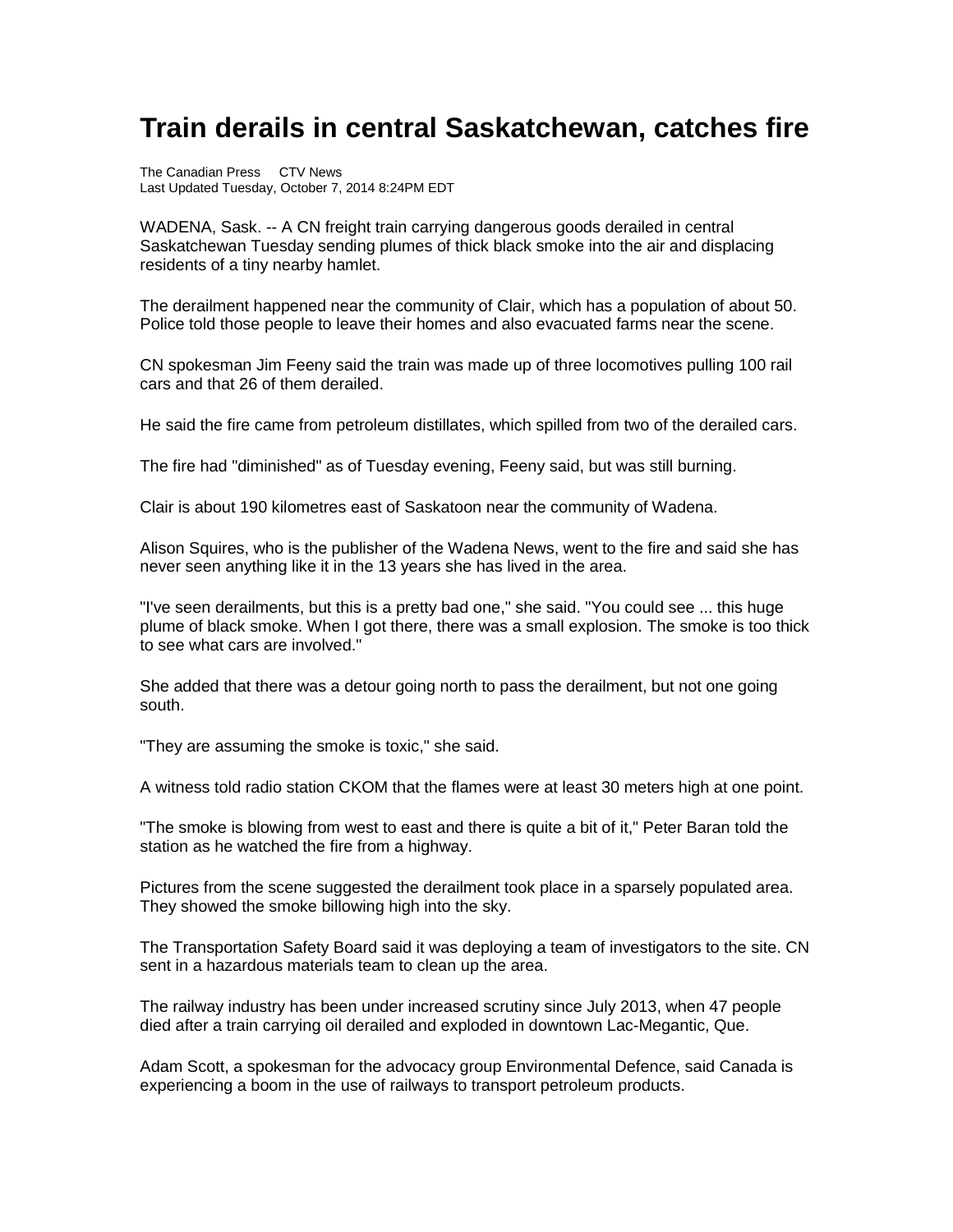# Train derails in central Saskatchewan, catches fire

The Canadian Press CTV News
Last Updated Tuesday, October 7, 2014 8:24PM EDT

WADENA, Sask. -- A CN freight train carrying dangerous goods derailed in central Saskatchewan Tuesday sending plumes of thick black smoke into the air and displacing residents of a tiny nearby hamlet.

The derailment happened near the community of Clair, which has a population of about 50. Police told those people to leave their homes and also evacuated farms near the scene.

CN spokesman Jim Feeny said the train was made up of three locomotives pulling 100 rail cars and that 26 of them derailed.

He said the fire came from petroleum distillates, which spilled from two of the derailed cars.

The fire had "diminished" as of Tuesday evening, Feeny said, but was still burning.

Clair is about 190 kilometres east of Saskatoon near the community of Wadena.

Alison Squires, who is the publisher of the Wadena News, went to the fire and said she has never seen anything like it in the 13 years she has lived in the area.

"I've seen derailments, but this is a pretty bad one," she said. "You could see ... this huge plume of black smoke. When I got there, there was a small explosion. The smoke is too thick to see what cars are involved."

She added that there was a detour going north to pass the derailment, but not one going south.

"They are assuming the smoke is toxic," she said.

A witness told radio station CKOM that the flames were at least 30 meters high at one point.

"The smoke is blowing from west to east and there is quite a bit of it," Peter Baran told the station as he watched the fire from a highway.

Pictures from the scene suggested the derailment took place in a sparsely populated area. They showed the smoke billowing high into the sky.

The Transportation Safety Board said it was deploying a team of investigators to the site. CN sent in a hazardous materials team to clean up the area.

The railway industry has been under increased scrutiny since July 2013, when 47 people died after a train carrying oil derailed and exploded in downtown Lac-Megantic, Que.

Adam Scott, a spokesman for the advocacy group Environmental Defence, said Canada is experiencing a boom in the use of railways to transport petroleum products.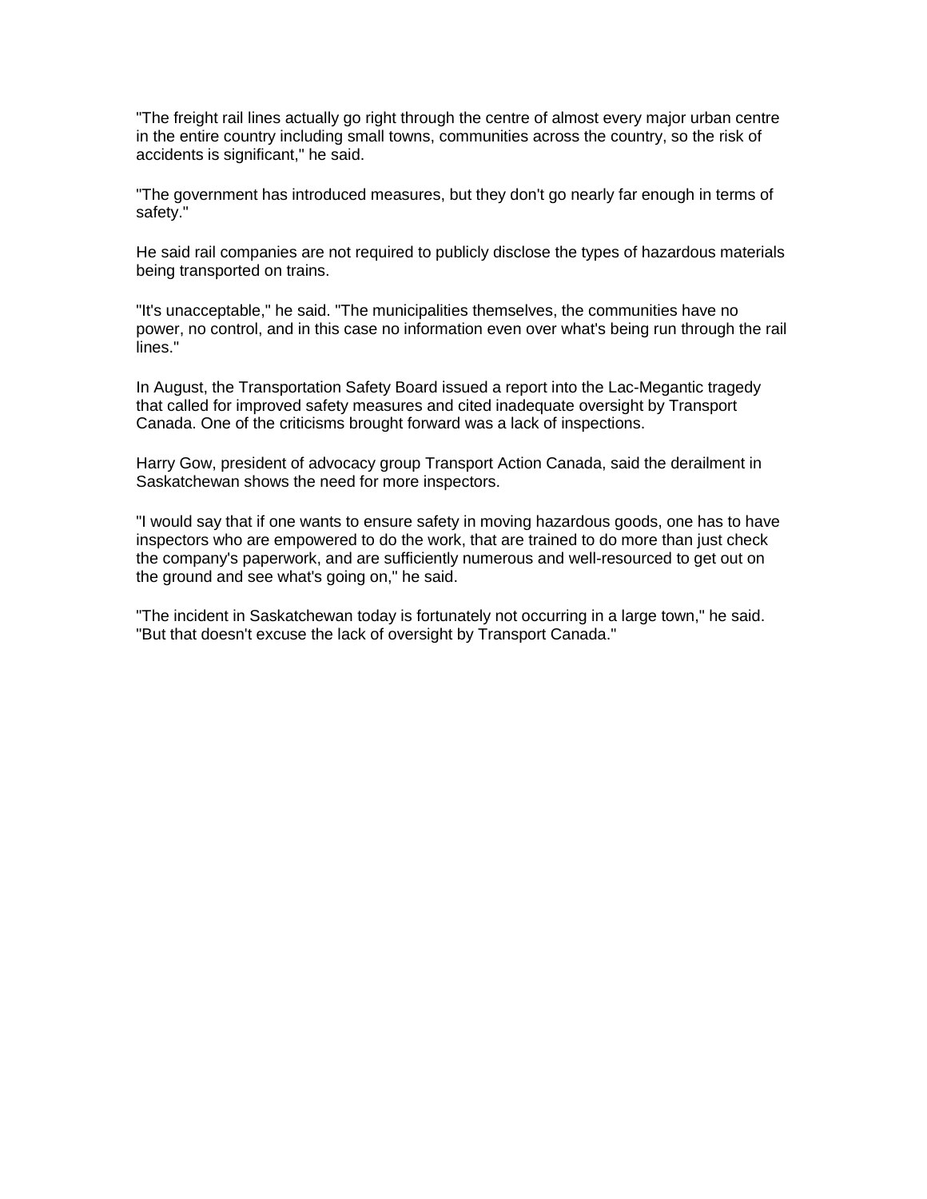"The freight rail lines actually go right through the centre of almost every major urban centre in the entire country including small towns, communities across the country, so the risk of accidents is significant," he said.

"The government has introduced measures, but they don't go nearly far enough in terms of safety."

He said rail companies are not required to publicly disclose the types of hazardous materials being transported on trains.

"It's unacceptable," he said. "The municipalities themselves, the communities have no power, no control, and in this case no information even over what's being run through the rail lines."

In August, the Transportation Safety Board issued a report into the Lac-Megantic tragedy that called for improved safety measures and cited inadequate oversight by Transport Canada. One of the criticisms brought forward was a lack of inspections.

Harry Gow, president of advocacy group Transport Action Canada, said the derailment in Saskatchewan shows the need for more inspectors.

"I would say that if one wants to ensure safety in moving hazardous goods, one has to have inspectors who are empowered to do the work, that are trained to do more than just check the company's paperwork, and are sufficiently numerous and well-resourced to get out on the ground and see what's going on," he said.

"The incident in Saskatchewan today is fortunately not occurring in a large town," he said. "But that doesn't excuse the lack of oversight by Transport Canada."